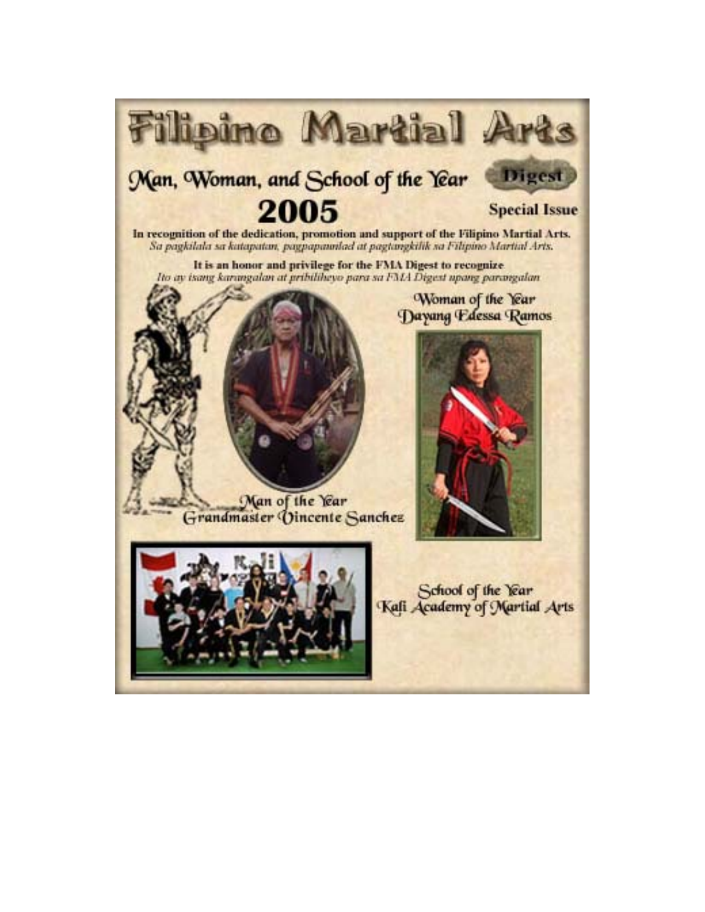# Filipino Martial Arts

## Man, Woman, and School of the Year

**Digest**

# 2005

**Special Issue**

**In recognition of the dedication, promotion and support of the Filipino Martial Arts.**
*Sa pagkilala sa katapatan, pagpapaunlad at pagtangkilik sa Filipino Martial Arts.*

**It is an honor and privilege for the FMA Digest to recognize**
*Ito ay isang karangalan at pribiliheyo para sa FMA Digest upang parangalan*

Woman of the Year
Dayang Edessa Ramos

Man of the Year
Grandmaster Vincente Sanchez

School of the Year
Kali Academy of Martial Arts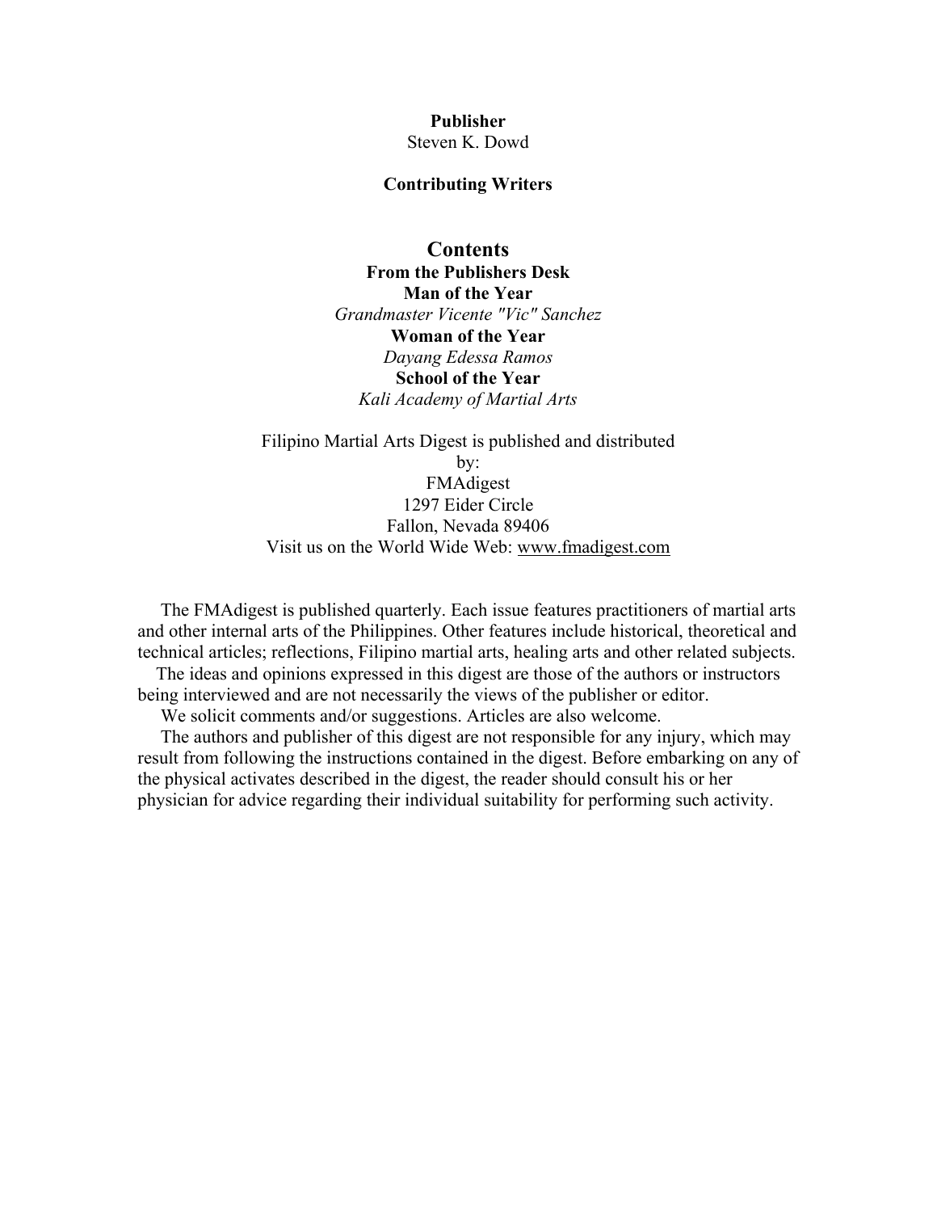**Publisher**
Steven K. Dowd

**Contributing Writers**

## Contents

**From the Publishers Desk**
**Man of the Year**
*Grandmaster Vicente "Vic" Sanchez*
**Woman of the Year**
*Dayang Edessa Ramos*
**School of the Year**
*Kali Academy of Martial Arts*

Filipino Martial Arts Digest is published and distributed by:
FMAdigest
1297 Eider Circle
Fallon, Nevada 89406
Visit us on the World Wide Web: www.fmadigest.com

The FMAdigest is published quarterly. Each issue features practitioners of martial arts and other internal arts of the Philippines. Other features include historical, theoretical and technical articles; reflections, Filipino martial arts, healing arts and other related subjects.

The ideas and opinions expressed in this digest are those of the authors or instructors being interviewed and are not necessarily the views of the publisher or editor.

We solicit comments and/or suggestions. Articles are also welcome.

The authors and publisher of this digest are not responsible for any injury, which may result from following the instructions contained in the digest. Before embarking on any of the physical activates described in the digest, the reader should consult his or her physician for advice regarding their individual suitability for performing such activity.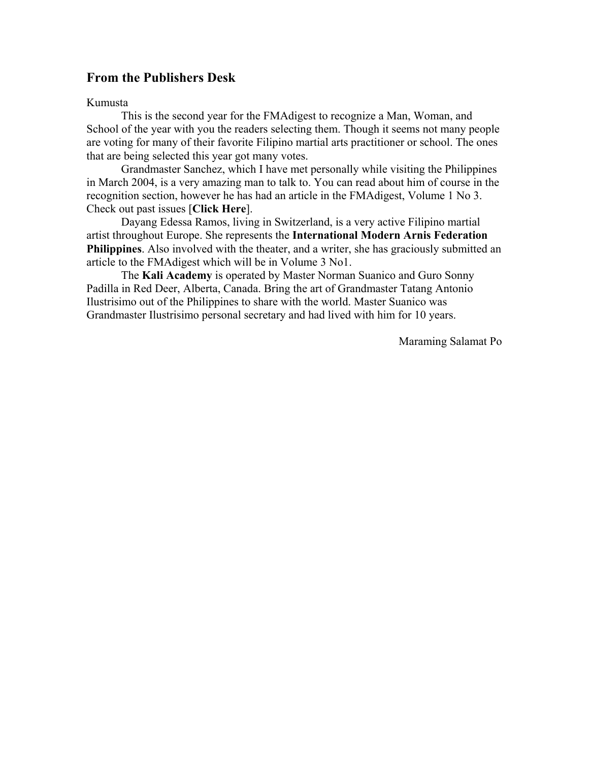## From the Publishers Desk

Kumusta

This is the second year for the FMAdigest to recognize a Man, Woman, and School of the year with you the readers selecting them. Though it seems not many people are voting for many of their favorite Filipino martial arts practitioner or school. The ones that are being selected this year got many votes.

Grandmaster Sanchez, which I have met personally while visiting the Philippines in March 2004, is a very amazing man to talk to. You can read about him of course in the recognition section, however he has had an article in the FMAdigest, Volume 1 No 3. Check out past issues [**Click Here**].

Dayang Edessa Ramos, living in Switzerland, is a very active Filipino martial artist throughout Europe. She represents the **International Modern Arnis Federation Philippines**. Also involved with the theater, and a writer, she has graciously submitted an article to the FMAdigest which will be in Volume 3 No1.

The **Kali Academy** is operated by Master Norman Suanico and Guro Sonny Padilla in Red Deer, Alberta, Canada. Bring the art of Grandmaster Tatang Antonio Ilustrisimo out of the Philippines to share with the world. Master Suanico was Grandmaster Ilustrisimo personal secretary and had lived with him for 10 years.

Maraming Salamat Po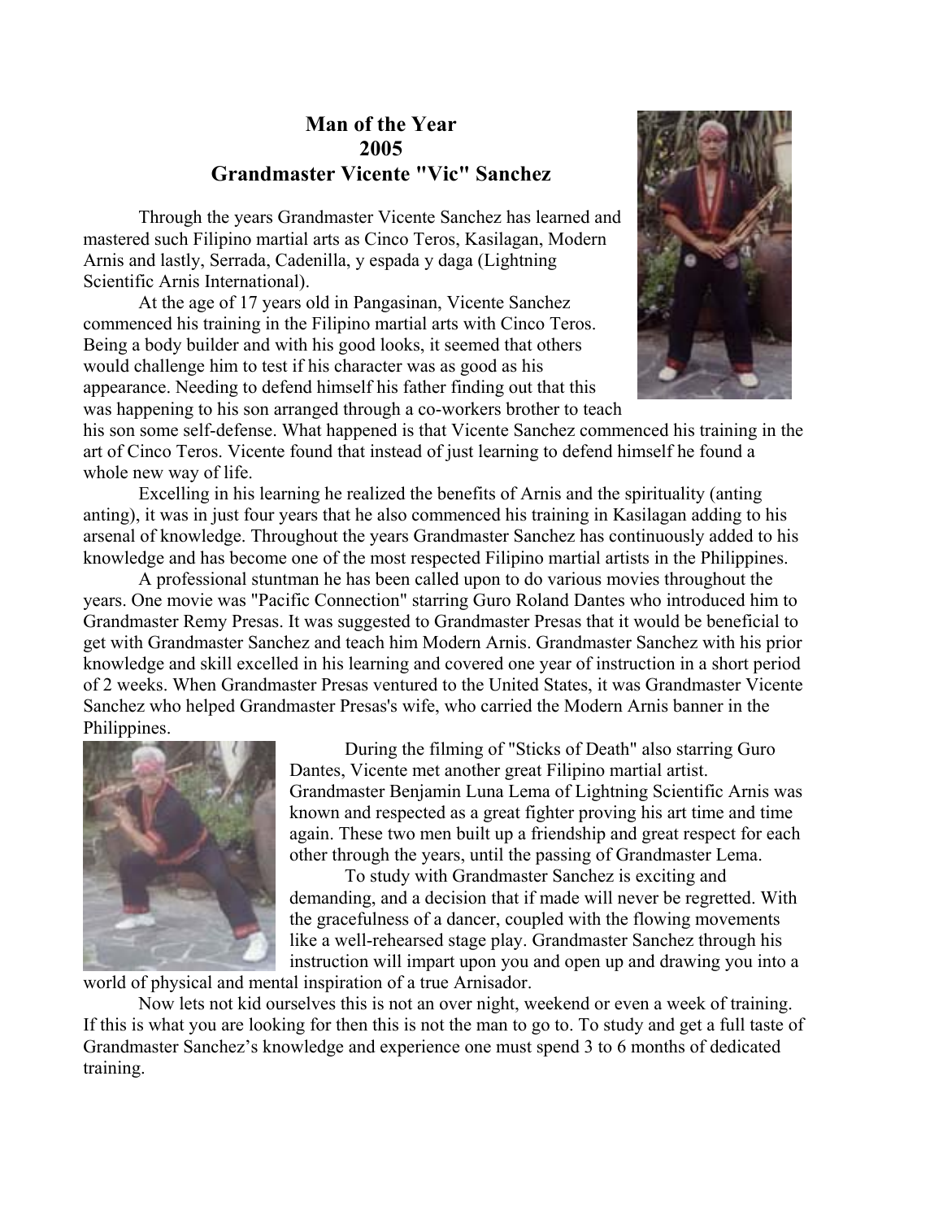# Man of the Year
# 2005
# Grandmaster Vicente "Vic" Sanchez

Through the years Grandmaster Vicente Sanchez has learned and mastered such Filipino martial arts as Cinco Teros, Kasilagan, Modern Arnis and lastly, Serrada, Cadenilla, y espada y daga (Lightning Scientific Arnis International).

At the age of 17 years old in Pangasinan, Vicente Sanchez commenced his training in the Filipino martial arts with Cinco Teros. Being a body builder and with his good looks, it seemed that others would challenge him to test if his character was as good as his appearance. Needing to defend himself his father finding out that this was happening to his son arranged through a co-workers brother to teach his son some self-defense. What happened is that Vicente Sanchez commenced his training in the art of Cinco Teros. Vicente found that instead of just learning to defend himself he found a whole new way of life.

Excelling in his learning he realized the benefits of Arnis and the spirituality (anting anting), it was in just four years that he also commenced his training in Kasilagan adding to his arsenal of knowledge. Throughout the years Grandmaster Sanchez has continuously added to his knowledge and has become one of the most respected Filipino martial artists in the Philippines.

A professional stuntman he has been called upon to do various movies throughout the years. One movie was "Pacific Connection" starring Guro Roland Dantes who introduced him to Grandmaster Remy Presas. It was suggested to Grandmaster Presas that it would be beneficial to get with Grandmaster Sanchez and teach him Modern Arnis. Grandmaster Sanchez with his prior knowledge and skill excelled in his learning and covered one year of instruction in a short period of 2 weeks. When Grandmaster Presas ventured to the United States, it was Grandmaster Vicente Sanchez who helped Grandmaster Presas's wife, who carried the Modern Arnis banner in the Philippines.

During the filming of "Sticks of Death" also starring Guro Dantes, Vicente met another great Filipino martial artist. Grandmaster Benjamin Luna Lema of Lightning Scientific Arnis was known and respected as a great fighter proving his art time and time again. These two men built up a friendship and great respect for each other through the years, until the passing of Grandmaster Lema.

To study with Grandmaster Sanchez is exciting and demanding, and a decision that if made will never be regretted. With the gracefulness of a dancer, coupled with the flowing movements like a well-rehearsed stage play. Grandmaster Sanchez through his instruction will impart upon you and open up and drawing you into a world of physical and mental inspiration of a true Arnisador.

Now lets not kid ourselves this is not an over night, weekend or even a week of training. If this is what you are looking for then this is not the man to go to. To study and get a full taste of Grandmaster Sanchez's knowledge and experience one must spend 3 to 6 months of dedicated training.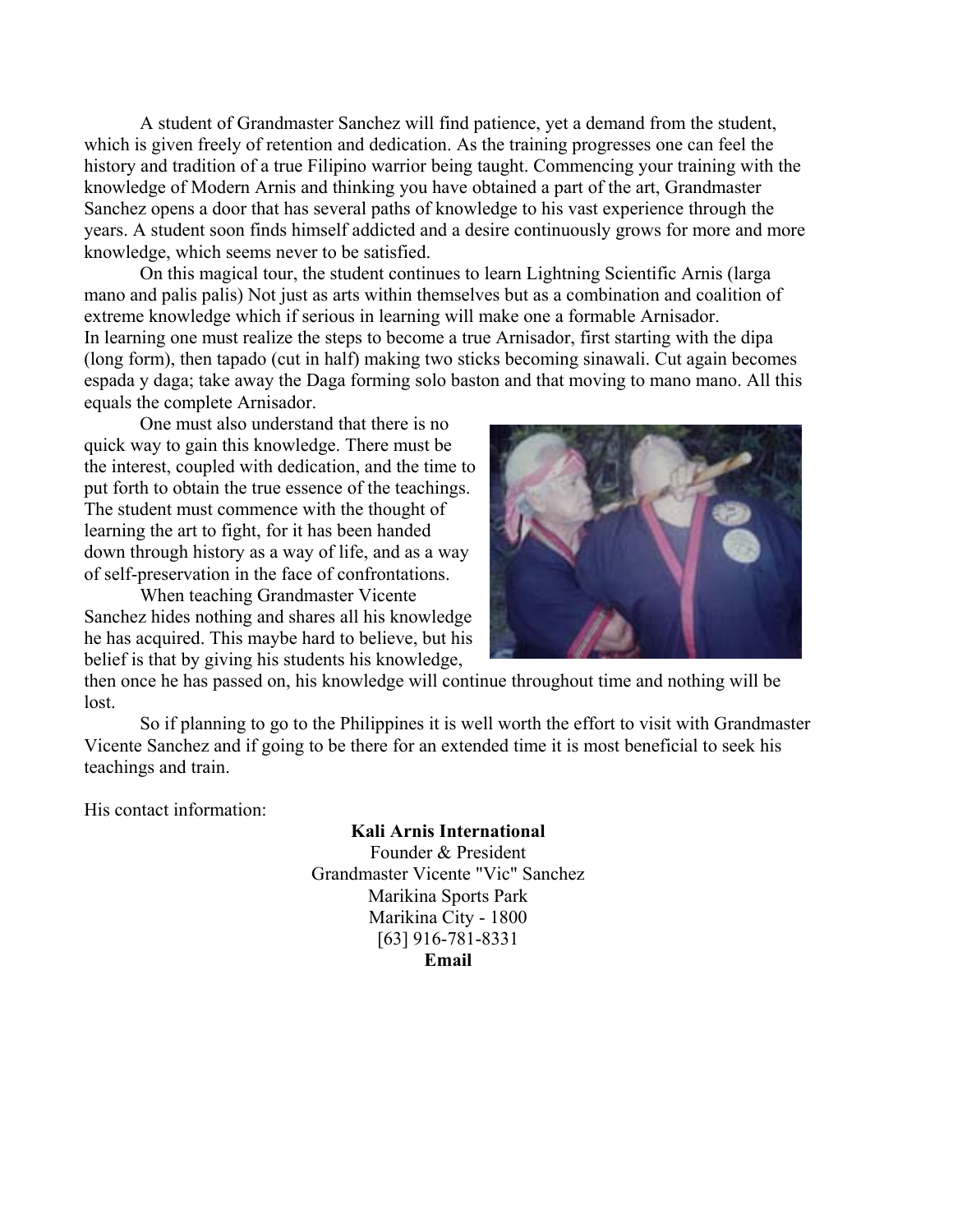A student of Grandmaster Sanchez will find patience, yet a demand from the student, which is given freely of retention and dedication. As the training progresses one can feel the history and tradition of a true Filipino warrior being taught. Commencing your training with the knowledge of Modern Arnis and thinking you have obtained a part of the art, Grandmaster Sanchez opens a door that has several paths of knowledge to his vast experience through the years. A student soon finds himself addicted and a desire continuously grows for more and more knowledge, which seems never to be satisfied.

On this magical tour, the student continues to learn Lightning Scientific Arnis (larga mano and palis palis) Not just as arts within themselves but as a combination and coalition of extreme knowledge which if serious in learning will make one a formable Arnisador.
In learning one must realize the steps to become a true Arnisador, first starting with the dipa (long form), then tapado (cut in half) making two sticks becoming sinawali. Cut again becomes espada y daga; take away the Daga forming solo baston and that moving to mano mano. All this equals the complete Arnisador.

One must also understand that there is no quick way to gain this knowledge. There must be the interest, coupled with dedication, and the time to put forth to obtain the true essence of the teachings. The student must commence with the thought of learning the art to fight, for it has been handed down through history as a way of life, and as a way of self-preservation in the face of confrontations.

When teaching Grandmaster Vicente Sanchez hides nothing and shares all his knowledge he has acquired. This maybe hard to believe, but his belief is that by giving his students his knowledge, then once he has passed on, his knowledge will continue throughout time and nothing will be lost.

So if planning to go to the Philippines it is well worth the effort to visit with Grandmaster Vicente Sanchez and if going to be there for an extended time it is most beneficial to seek his teachings and train.

His contact information:

**Kali Arnis International**
Founder & President
Grandmaster Vicente "Vic" Sanchez
Marikina Sports Park
Marikina City - 1800
[63] 916-781-8331
**Email**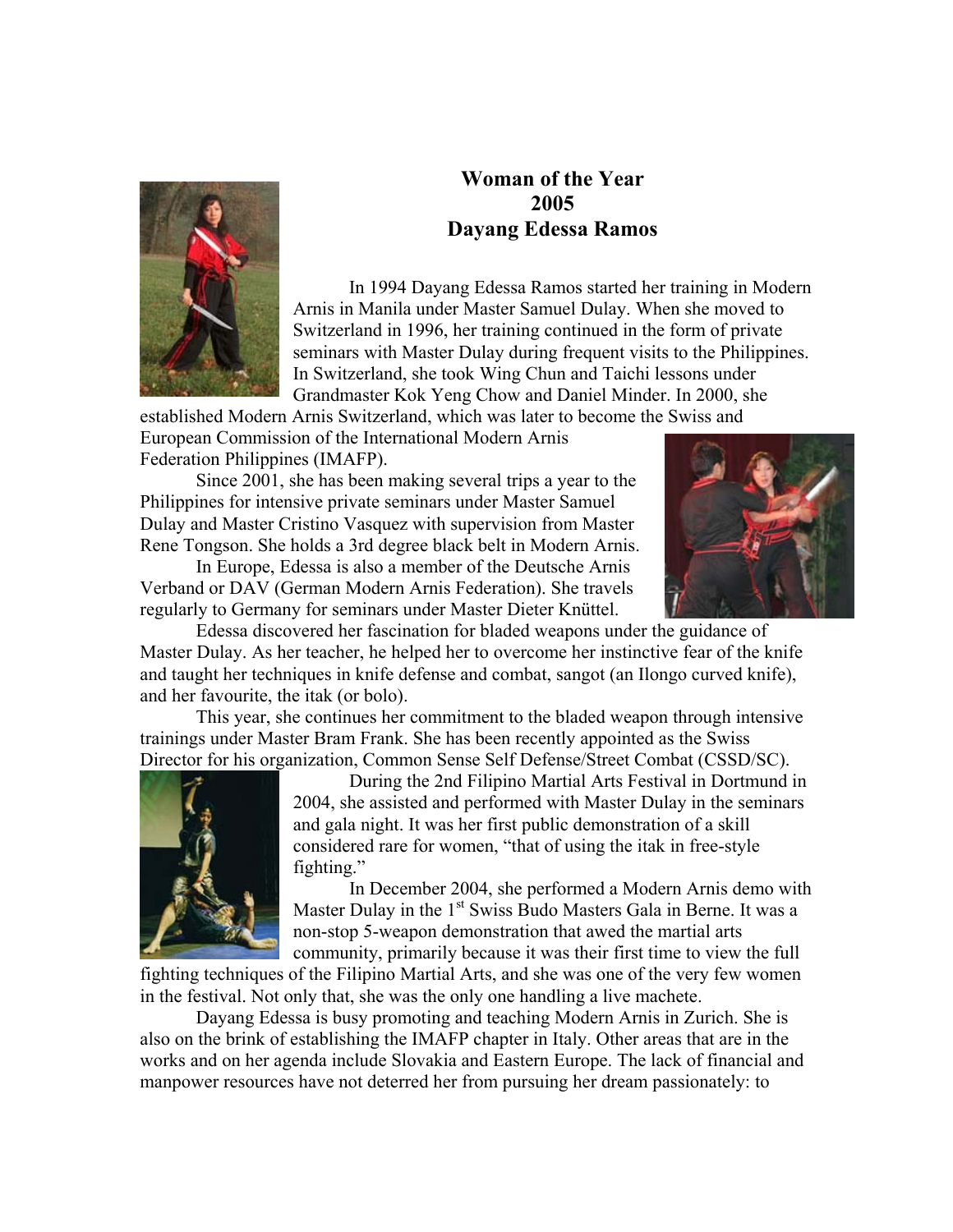# Woman of the Year 2005 Dayang Edessa Ramos

In 1994 Dayang Edessa Ramos started her training in Modern Arnis in Manila under Master Samuel Dulay. When she moved to Switzerland in 1996, her training continued in the form of private seminars with Master Dulay during frequent visits to the Philippines. In Switzerland, she took Wing Chun and Taichi lessons under Grandmaster Kok Yeng Chow and Daniel Minder. In 2000, she established Modern Arnis Switzerland, which was later to become the Swiss and European Commission of the International Modern Arnis Federation Philippines (IMAFP).

Since 2001, she has been making several trips a year to the Philippines for intensive private seminars under Master Samuel Dulay and Master Cristino Vasquez with supervision from Master Rene Tongson. She holds a 3rd degree black belt in Modern Arnis.

In Europe, Edessa is also a member of the Deutsche Arnis Verband or DAV (German Modern Arnis Federation). She travels regularly to Germany for seminars under Master Dieter Knüttel.

Edessa discovered her fascination for bladed weapons under the guidance of Master Dulay. As her teacher, he helped her to overcome her instinctive fear of the knife and taught her techniques in knife defense and combat, sangot (an Ilongo curved knife), and her favourite, the itak (or bolo).

This year, she continues her commitment to the bladed weapon through intensive trainings under Master Bram Frank. She has been recently appointed as the Swiss Director for his organization, Common Sense Self Defense/Street Combat (CSSD/SC).

During the 2nd Filipino Martial Arts Festival in Dortmund in 2004, she assisted and performed with Master Dulay in the seminars and gala night. It was her first public demonstration of a skill considered rare for women, "that of using the itak in free-style fighting."

In December 2004, she performed a Modern Arnis demo with Master Dulay in the 1st Swiss Budo Masters Gala in Berne. It was a non-stop 5-weapon demonstration that awed the martial arts community, primarily because it was their first time to view the full fighting techniques of the Filipino Martial Arts, and she was one of the very few women in the festival. Not only that, she was the only one handling a live machete.

Dayang Edessa is busy promoting and teaching Modern Arnis in Zurich. She is also on the brink of establishing the IMAFP chapter in Italy. Other areas that are in the works and on her agenda include Slovakia and Eastern Europe. The lack of financial and manpower resources have not deterred her from pursuing her dream passionately: to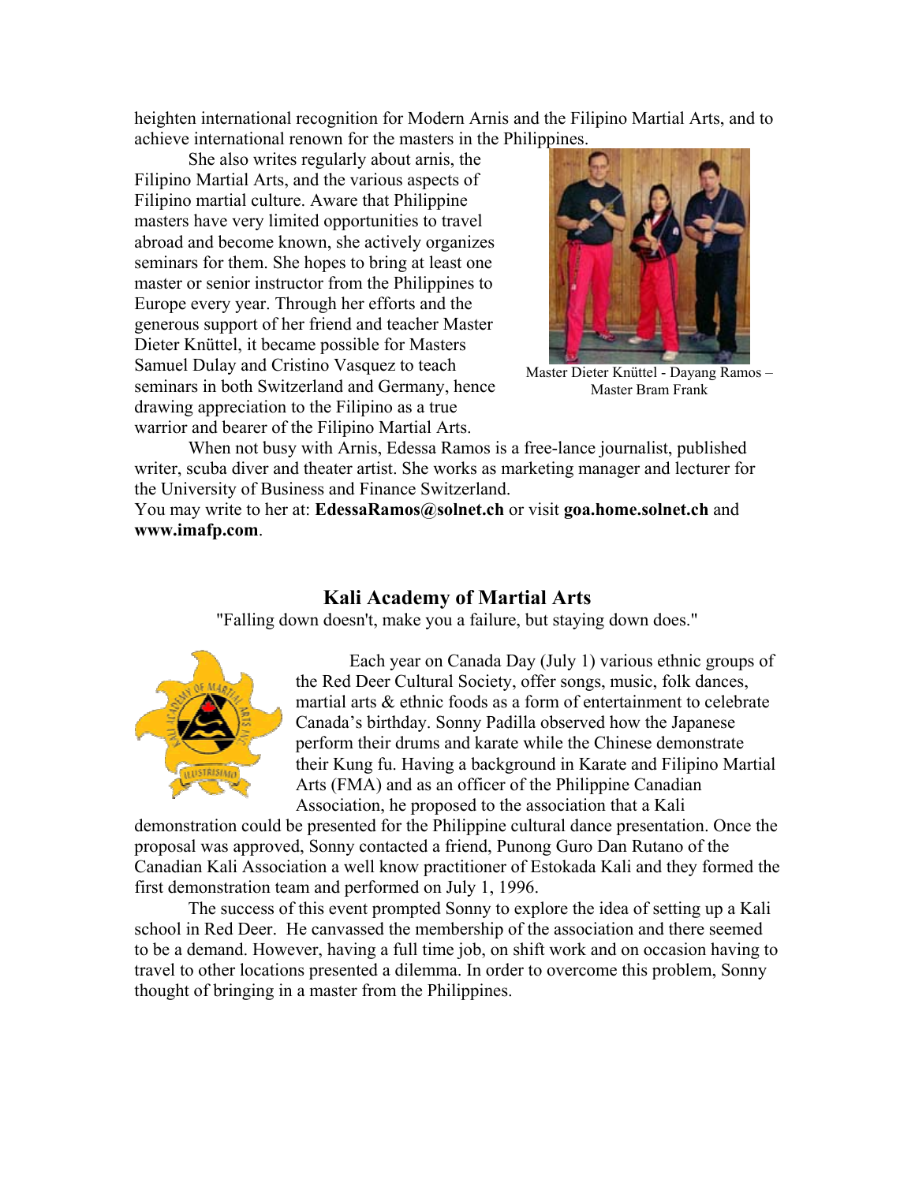heighten international recognition for Modern Arnis and the Filipino Martial Arts, and to achieve international renown for the masters in the Philippines.

She also writes regularly about arnis, the Filipino Martial Arts, and the various aspects of Filipino martial culture. Aware that Philippine masters have very limited opportunities to travel abroad and become known, she actively organizes seminars for them. She hopes to bring at least one master or senior instructor from the Philippines to Europe every year. Through her efforts and the generous support of her friend and teacher Master Dieter Knüttel, it became possible for Masters Samuel Dulay and Cristino Vasquez to teach seminars in both Switzerland and Germany, hence drawing appreciation to the Filipino as a true warrior and bearer of the Filipino Martial Arts.

Master Dieter Knüttel - Dayang Ramos – Master Bram Frank

When not busy with Arnis, Edessa Ramos is a free-lance journalist, published writer, scuba diver and theater artist. She works as marketing manager and lecturer for the University of Business and Finance Switzerland.
You may write to her at: **EdessaRamos@solnet.ch** or visit **goa.home.solnet.ch** and **www.imafp.com**.

## Kali Academy of Martial Arts

"Falling down doesn't, make you a failure, but staying down does."

Each year on Canada Day (July 1) various ethnic groups of the Red Deer Cultural Society, offer songs, music, folk dances, martial arts & ethnic foods as a form of entertainment to celebrate Canada's birthday. Sonny Padilla observed how the Japanese perform their drums and karate while the Chinese demonstrate their Kung fu. Having a background in Karate and Filipino Martial Arts (FMA) and as an officer of the Philippine Canadian Association, he proposed to the association that a Kali demonstration could be presented for the Philippine cultural dance presentation. Once the proposal was approved, Sonny contacted a friend, Punong Guro Dan Rutano of the Canadian Kali Association a well know practitioner of Estokada Kali and they formed the first demonstration team and performed on July 1, 1996.

The success of this event prompted Sonny to explore the idea of setting up a Kali school in Red Deer. He canvassed the membership of the association and there seemed to be a demand. However, having a full time job, on shift work and on occasion having to travel to other locations presented a dilemma. In order to overcome this problem, Sonny thought of bringing in a master from the Philippines.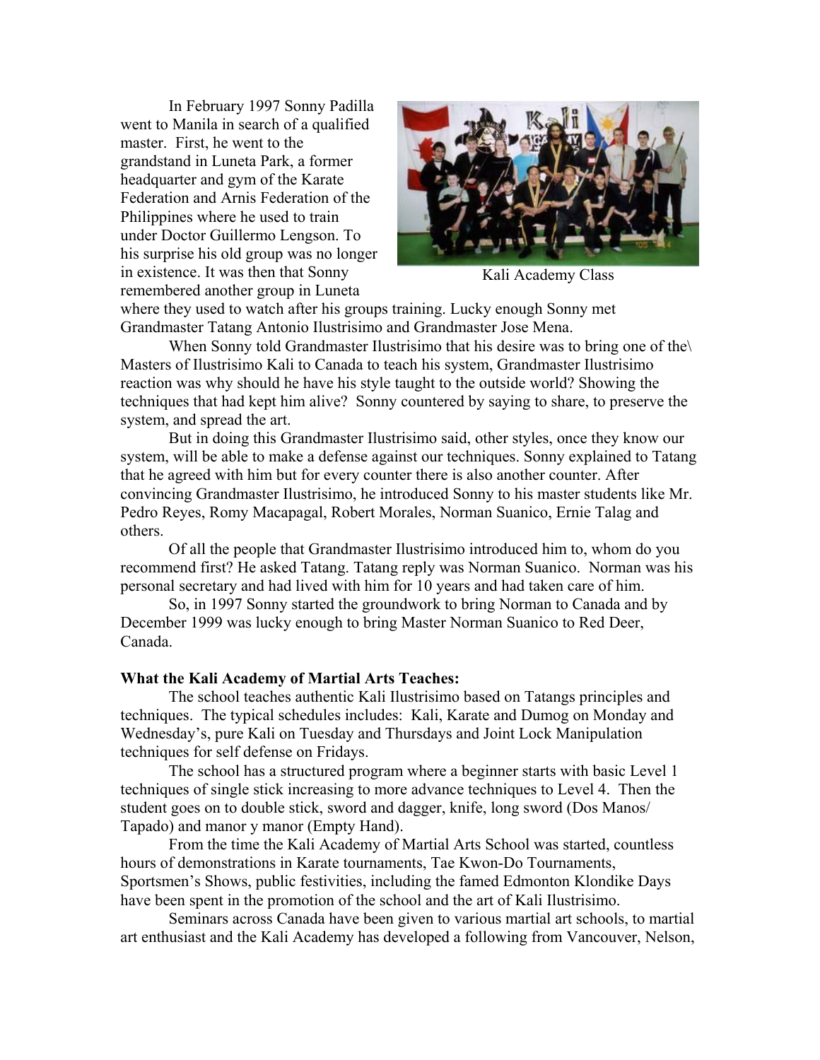In February 1997 Sonny Padilla went to Manila in search of a qualified master. First, he went to the grandstand in Luneta Park, a former headquarter and gym of the Karate Federation and Arnis Federation of the Philippines where he used to train under Doctor Guillermo Lengson. To his surprise his old group was no longer in existence. It was then that Sonny remembered another group in Luneta where they used to watch after his groups training. Lucky enough Sonny met Grandmaster Tatang Antonio Ilustrisimo and Grandmaster Jose Mena.

Kali Academy Class

When Sonny told Grandmaster Ilustrisimo that his desire was to bring one of the\ Masters of Ilustrisimo Kali to Canada to teach his system, Grandmaster Ilustrisimo reaction was why should he have his style taught to the outside world? Showing the techniques that had kept him alive? Sonny countered by saying to share, to preserve the system, and spread the art.

But in doing this Grandmaster Ilustrisimo said, other styles, once they know our system, will be able to make a defense against our techniques. Sonny explained to Tatang that he agreed with him but for every counter there is also another counter. After convincing Grandmaster Ilustrisimo, he introduced Sonny to his master students like Mr. Pedro Reyes, Romy Macapagal, Robert Morales, Norman Suanico, Ernie Talag and others.

Of all the people that Grandmaster Ilustrisimo introduced him to, whom do you recommend first? He asked Tatang. Tatang reply was Norman Suanico. Norman was his personal secretary and had lived with him for 10 years and had taken care of him.

So, in 1997 Sonny started the groundwork to bring Norman to Canada and by December 1999 was lucky enough to bring Master Norman Suanico to Red Deer, Canada.

**What the Kali Academy of Martial Arts Teaches:**

The school teaches authentic Kali Ilustrisimo based on Tatangs principles and techniques. The typical schedules includes: Kali, Karate and Dumog on Monday and Wednesday's, pure Kali on Tuesday and Thursdays and Joint Lock Manipulation techniques for self defense on Fridays.

The school has a structured program where a beginner starts with basic Level 1 techniques of single stick increasing to more advance techniques to Level 4. Then the student goes on to double stick, sword and dagger, knife, long sword (Dos Manos/ Tapado) and manor y manor (Empty Hand).

From the time the Kali Academy of Martial Arts School was started, countless hours of demonstrations in Karate tournaments, Tae Kwon-Do Tournaments, Sportsmen's Shows, public festivities, including the famed Edmonton Klondike Days have been spent in the promotion of the school and the art of Kali Ilustrisimo.

Seminars across Canada have been given to various martial art schools, to martial art enthusiast and the Kali Academy has developed a following from Vancouver, Nelson,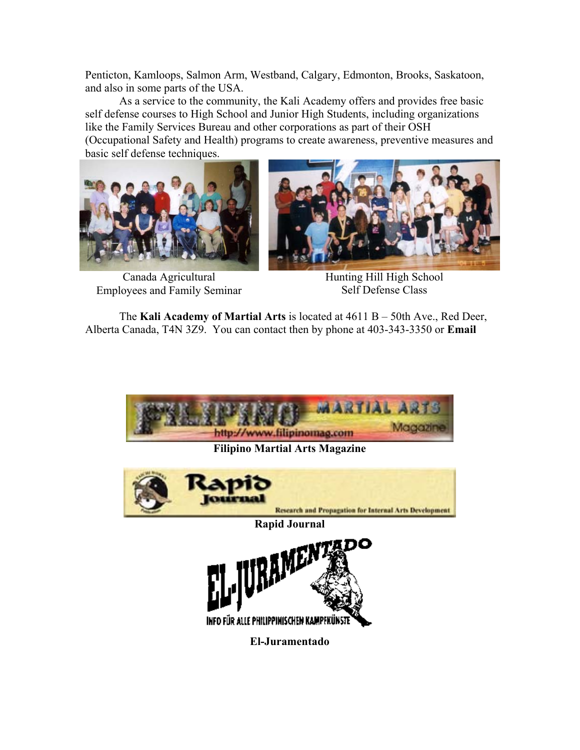Penticton, Kamloops, Salmon Arm, Westband, Calgary, Edmonton, Brooks, Saskatoon, and also in some parts of the USA.

As a service to the community, the Kali Academy offers and provides free basic self defense courses to High School and Junior High Students, including organizations like the Family Services Bureau and other corporations as part of their OSH (Occupational Safety and Health) programs to create awareness, preventive measures and basic self defense techniques.

Canada Agricultural Employees and Family Seminar

Hunting Hill High School Self Defense Class

The **Kali Academy of Martial Arts** is located at 4611 B – 50th Ave., Red Deer, Alberta Canada, T4N 3Z9. You can contact then by phone at 403-343-3350 or **Email**

**Filipino Martial Arts Magazine**

**Rapid Journal**

**El-Juramentado**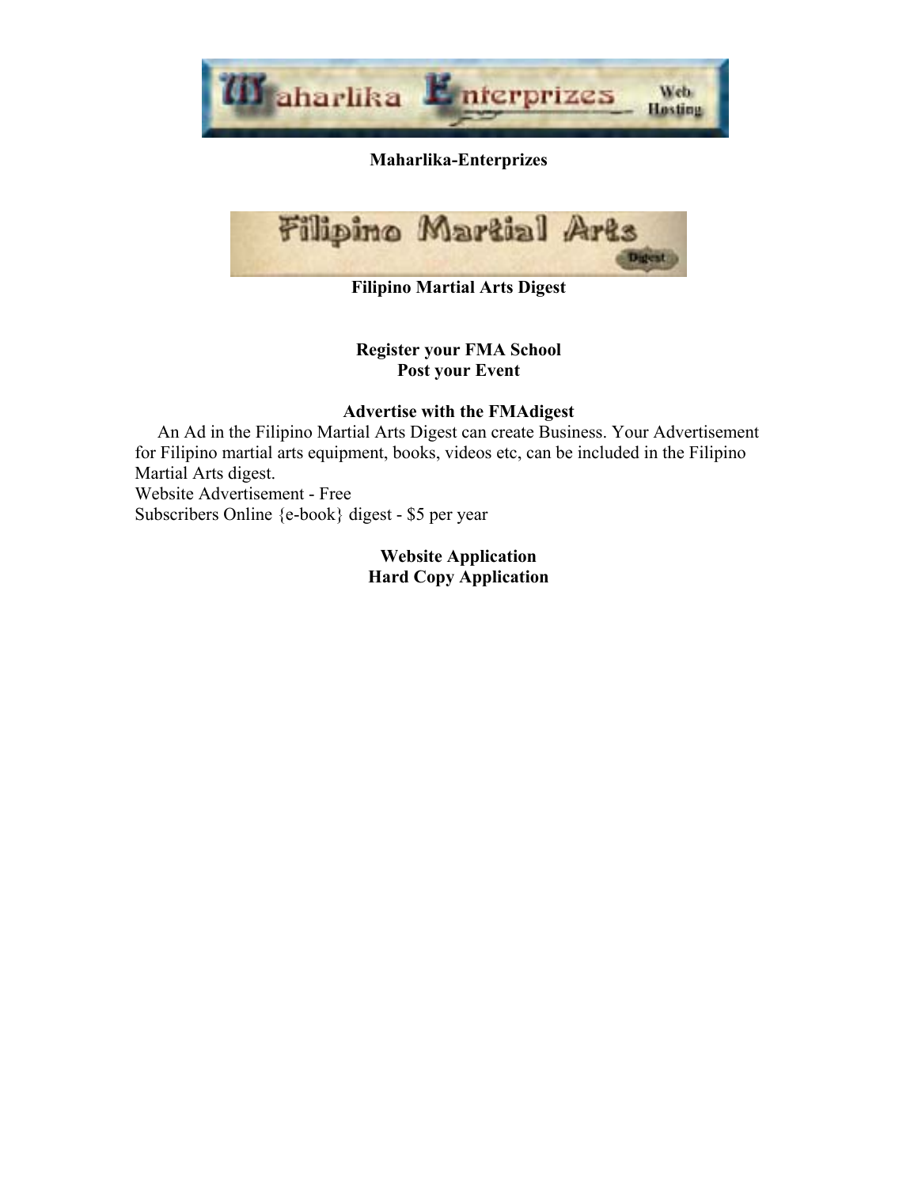**Maharlika-Enterprizes**

**Filipino Martial Arts Digest**

**Register your FMA School**
**Post your Event**

**Advertise with the FMAdigest**

An Ad in the Filipino Martial Arts Digest can create Business. Your Advertisement for Filipino martial arts equipment, books, videos etc, can be included in the Filipino Martial Arts digest.
Website Advertisement - Free
Subscribers Online {e-book} digest - $5 per year

**Website Application**
**Hard Copy Application**